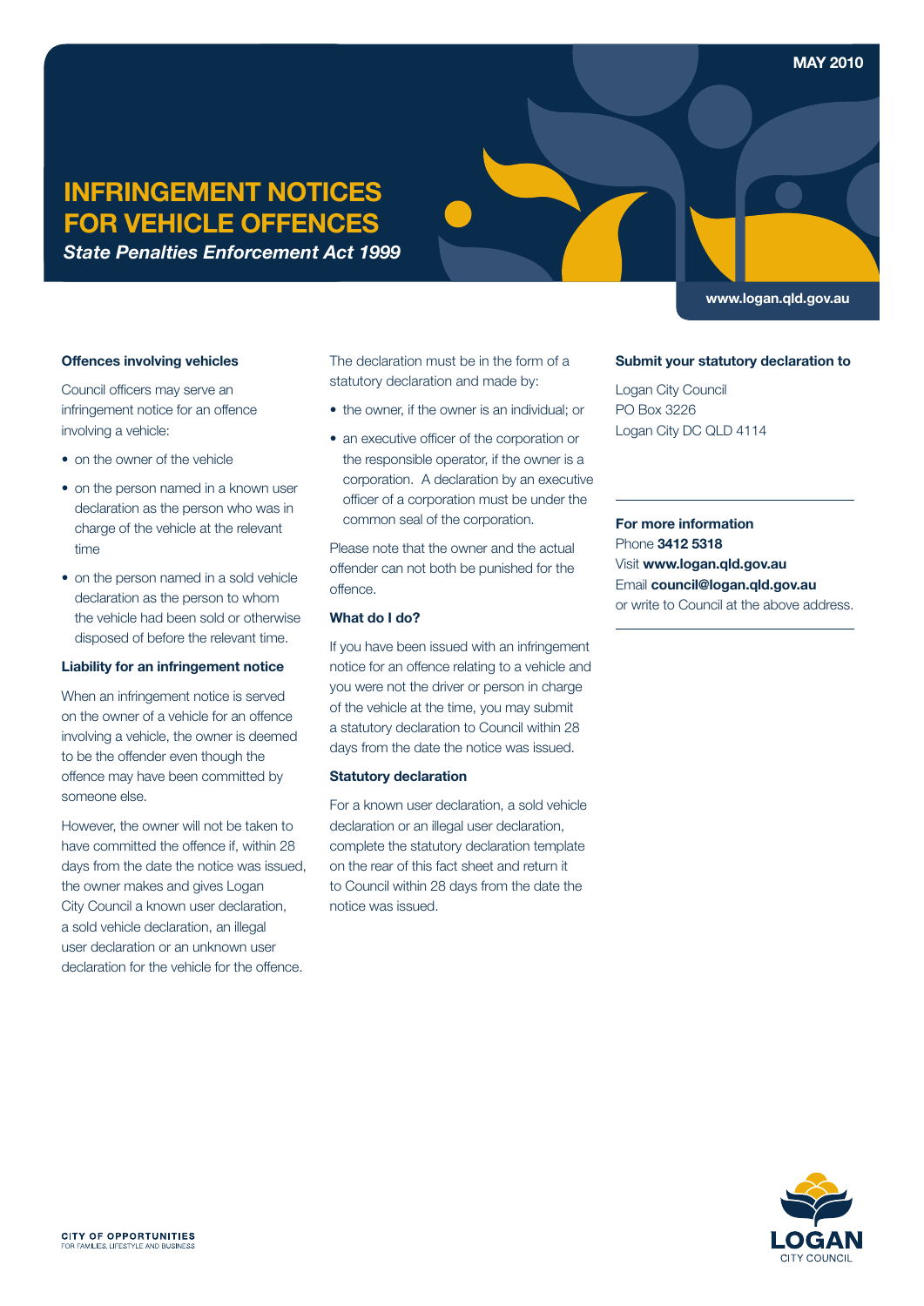MAY 2010

# INFRINGEMENT NOTICES FOR VEHICLE OFFENCES

***State Penalties Enforcement Act 1999***

www.logan.qld.gov.au

### Offences involving vehicles

Council officers may serve an infringement notice for an offence involving a vehicle:

- on the owner of the vehicle
- on the person named in a known user declaration as the person who was in charge of the vehicle at the relevant time
- on the person named in a sold vehicle declaration as the person to whom the vehicle had been sold or otherwise disposed of before the relevant time.

### Liability for an infringement notice

When an infringement notice is served on the owner of a vehicle for an offence involving a vehicle, the owner is deemed to be the offender even though the offence may have been committed by someone else.

However, the owner will not be taken to have committed the offence if, within 28 days from the date the notice was issued, the owner makes and gives Logan City Council a known user declaration, a sold vehicle declaration, an illegal user declaration or an unknown user declaration for the vehicle for the offence.

The declaration must be in the form of a statutory declaration and made by:

- the owner, if the owner is an individual; or
- an executive officer of the corporation or the responsible operator, if the owner is a corporation. A declaration by an executive officer of a corporation must be under the common seal of the corporation.

Please note that the owner and the actual offender can not both be punished for the offence.

### What do I do?

If you have been issued with an infringement notice for an offence relating to a vehicle and you were not the driver or person in charge of the vehicle at the time, you may submit a statutory declaration to Council within 28 days from the date the notice was issued.

### Statutory declaration

For a known user declaration, a sold vehicle declaration or an illegal user declaration, complete the statutory declaration template on the rear of this fact sheet and return it to Council within 28 days from the date the notice was issued.

### Submit your statutory declaration to

Logan City Council
PO Box 3226
Logan City DC QLD 4114

**For more information**
Phone **3412 5318**
Visit **www.logan.qld.gov.au**
Email **council@logan.qld.gov.au**
or write to Council at the above address.

CITY OF OPPORTUNITIES
FOR FAMILIES, LIFESTYLE AND BUSINESS

LOGAN CITY COUNCIL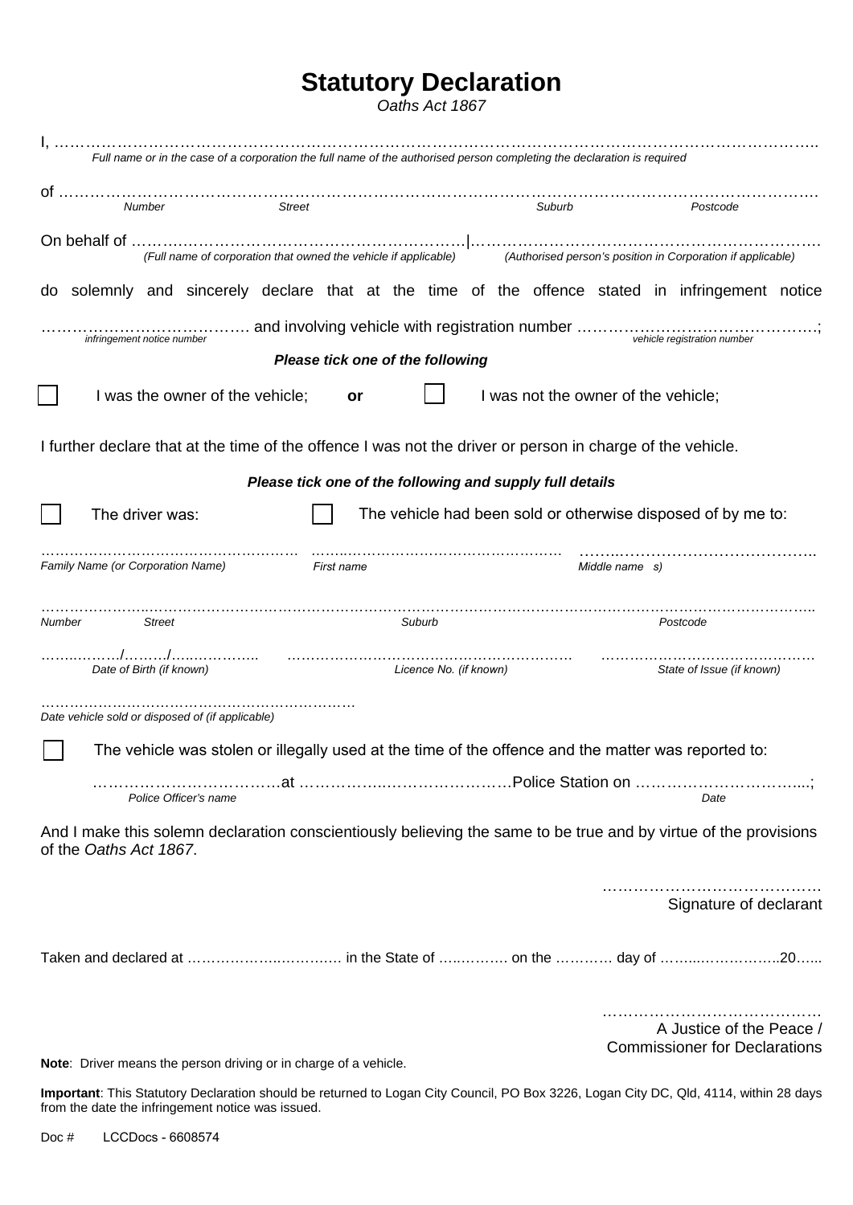# Statutory Declaration

*Oaths Act 1867*

I, ……………………………………………………………………………………………………………………………………..
*Full name or in the case of a corporation the full name of the authorised person completing the declaration is required*

of ……………………………………………………………………………………………………………………………………
*Number* *Street* *Suburb* *Postcode*

On behalf of ……………………………………………………….|…………………………………………………………
*(Full name of corporation that owned the vehicle if applicable)* *(Authorised person's position in Corporation if applicable)*

do solemnly and sincerely declare that at the time of the offence stated in infringement notice

…………………………………. and involving vehicle with registration number ……………………………………….;
*infringement notice number* *vehicle registration number*

***Please tick one of the following***

☐ I was the owner of the vehicle; **or** ☐ I was not the owner of the vehicle;

I further declare that at the time of the offence I was not the driver or person in charge of the vehicle.

***Please tick one of the following and supply full details***

☐ The driver was: ☐ The vehicle had been sold or otherwise disposed of by me to:

……………………………………………… ……………………………………………… ……………………………………..
*Family Name (or Corporation Name)* *First name* *Middle name s)*

……………………………………………………………………………………………………………………………………..
*Number* *Street* *Suburb* *Postcode*

……………/………/……………….. ……………………………………………………… ………………………………………
*Date of Birth (if known)* *Licence No. (if known)* *State of Issue (if known)*

…………………………………………………………
*Date vehicle sold or disposed of (if applicable)*

☐ The vehicle was stolen or illegally used at the time of the offence and the matter was reported to:

………………………………at ……………..……………………Police Station on …………………………...;
*Police Officer's name* *Date*

And I make this solemn declaration conscientiously believing the same to be true and by virtue of the provisions of the *Oaths Act 1867*.

……………………………………
Signature of declarant

Taken and declared at ………………..………… in the State of ….………. on the ………… day of ……..…………..20…..

……………………………………
A Justice of the Peace /
Commissioner for Declarations

**Note**: Driver means the person driving or in charge of a vehicle.

**Important**: This Statutory Declaration should be returned to Logan City Council, PO Box 3226, Logan City DC, Qld, 4114, within 28 days from the date the infringement notice was issued.

Doc # LCCDocs - 6608574